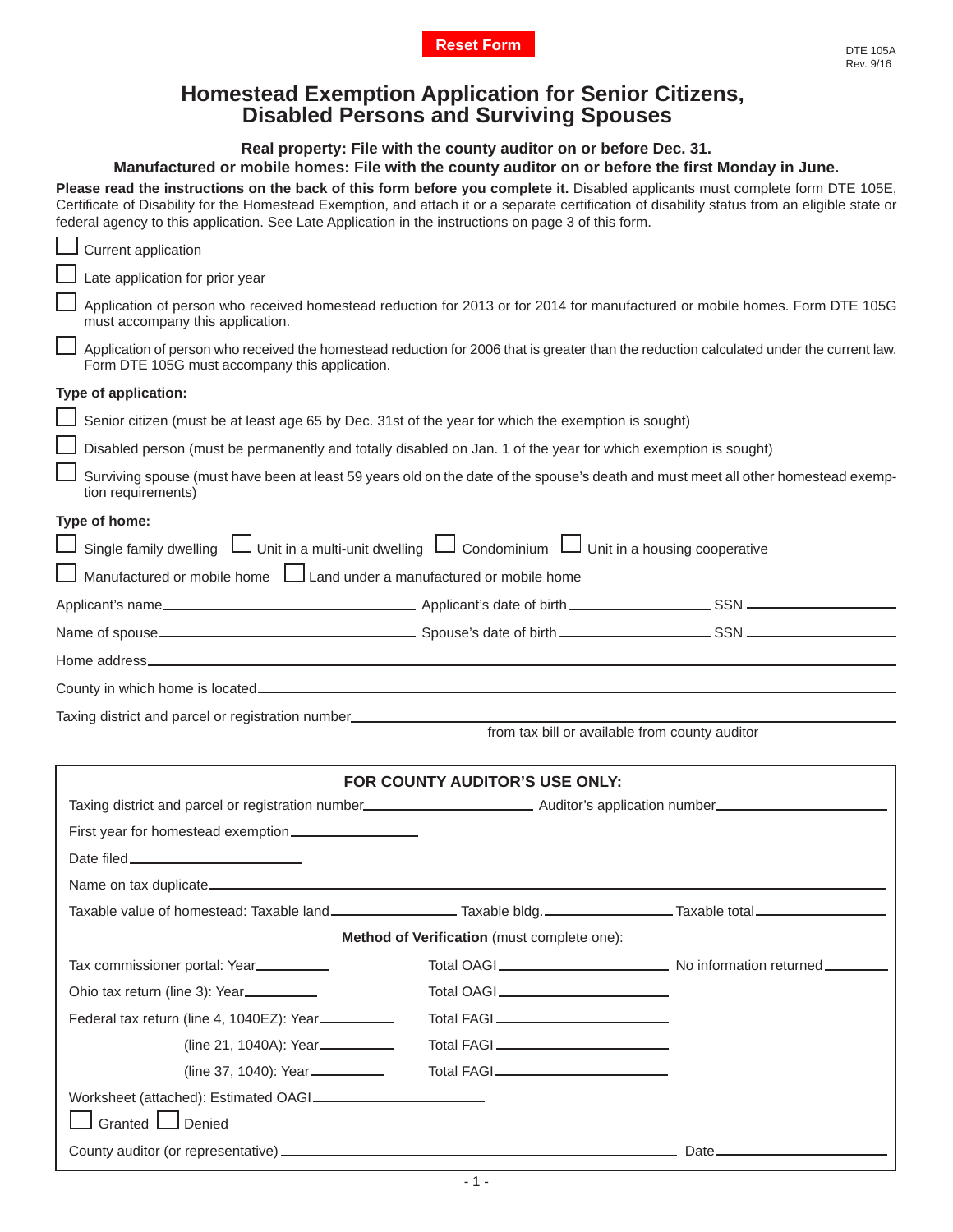Reset Form

DTE 105A
Rev. 9/16

# Homestead Exemption Application for Senior Citizens, Disabled Persons and Surviving Spouses

**Real property: File with the county auditor on or before Dec. 31.**
**Manufactured or mobile homes: File with the county auditor on or before the first Monday in June.**

**Please read the instructions on the back of this form before you complete it.** Disabled applicants must complete form DTE 105E, Certificate of Disability for the Homestead Exemption, and attach it or a separate certification of disability status from an eligible state or federal agency to this application. See Late Application in the instructions on page 3 of this form.

- ☐ Current application
- ☐ Late application for prior year
- ☐ Application of person who received homestead reduction for 2013 or for 2014 for manufactured or mobile homes. Form DTE 105G must accompany this application.
- ☐ Application of person who received the homestead reduction for 2006 that is greater than the reduction calculated under the current law. Form DTE 105G must accompany this application.

**Type of application:**

- ☐ Senior citizen (must be at least age 65 by Dec. 31st of the year for which the exemption is sought)
- ☐ Disabled person (must be permanently and totally disabled on Jan. 1 of the year for which exemption is sought)
- ☐ Surviving spouse (must have been at least 59 years old on the date of the spouse's death and must meet all other homestead exemption requirements)

**Type of home:**

☐ Single family dwelling ☐ Unit in a multi-unit dwelling ☐ Condominium ☐ Unit in a housing cooperative

☐ Manufactured or mobile home ☐ Land under a manufactured or mobile home

Applicant's name \_\_\_\_\_\_\_\_\_\_ Applicant's date of birth \_\_\_\_\_\_\_\_\_\_ SSN \_\_\_\_\_\_\_\_\_\_

Name of spouse \_\_\_\_\_\_\_\_\_\_ Spouse's date of birth \_\_\_\_\_\_\_\_\_\_ SSN \_\_\_\_\_\_\_\_\_\_

Home address \_\_\_\_\_\_\_\_\_\_

County in which home is located \_\_\_\_\_\_\_\_\_\_

Taxing district and parcel or registration number \_\_\_\_\_\_\_\_\_\_
from tax bill or available from county auditor

**FOR COUNTY AUDITOR'S USE ONLY:**

Taxing district and parcel or registration number \_\_\_\_\_\_\_\_\_\_ Auditor's application number \_\_\_\_\_\_\_\_\_\_

First year for homestead exemption \_\_\_\_\_\_\_\_\_\_

Date filed \_\_\_\_\_\_\_\_\_\_

Name on tax duplicate \_\_\_\_\_\_\_\_\_\_

Taxable value of homestead: Taxable land \_\_\_\_\_\_\_\_\_\_ Taxable bldg. \_\_\_\_\_\_\_\_\_\_ Taxable total \_\_\_\_\_\_\_\_\_\_

**Method of Verification** (must complete one):

Tax commissioner portal: Year \_\_\_\_\_\_\_\_\_\_ Total OAGI \_\_\_\_\_\_\_\_\_\_ No information returned \_\_\_\_\_\_\_\_\_\_

Ohio tax return (line 3): Year \_\_\_\_\_\_\_\_\_\_ Total OAGI \_\_\_\_\_\_\_\_\_\_

Federal tax return (line 4, 1040EZ): Year \_\_\_\_\_\_\_\_\_\_ Total FAGI \_\_\_\_\_\_\_\_\_\_

(line 21, 1040A): Year \_\_\_\_\_\_\_\_\_\_ Total FAGI \_\_\_\_\_\_\_\_\_\_

(line 37, 1040): Year \_\_\_\_\_\_\_\_\_\_ Total FAGI \_\_\_\_\_\_\_\_\_\_

Worksheet (attached): Estimated OAGI \_\_\_\_\_\_\_\_\_\_

☐ Granted ☐ Denied

County auditor (or representative) \_\_\_\_\_\_\_\_\_\_ Date \_\_\_\_\_\_\_\_\_\_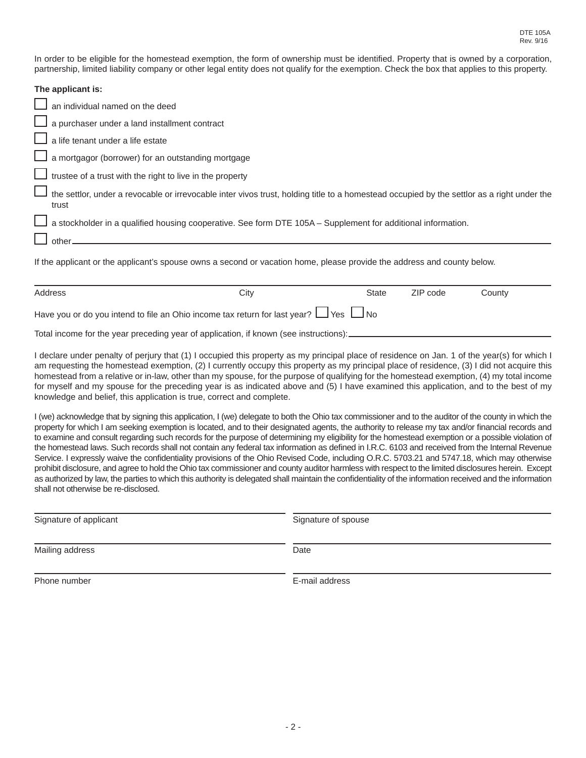In order to be eligible for the homestead exemption, the form of ownership must be identified. Property that is owned by a corporation, partnership, limited liability company or other legal entity does not qualify for the exemption. Check the box that applies to this property.

**The applicant is:**

- ☐ an individual named on the deed
- ☐ a purchaser under a land installment contract
- ☐ a life tenant under a life estate
- ☐ a mortgagor (borrower) for an outstanding mortgage
- ☐ trustee of a trust with the right to live in the property
- ☐ the settlor, under a revocable or irrevocable inter vivos trust, holding title to a homestead occupied by the settlor as a right under the trust
- ☐ a stockholder in a qualified housing cooperative. See form DTE 105A – Supplement for additional information.
- ☐ other \_\_\_\_\_\_\_\_\_\_\_\_\_\_\_\_\_\_\_\_\_\_\_\_\_\_\_\_\_\_\_\_

If the applicant or the applicant's spouse owns a second or vacation home, please provide the address and county below.

| Address | City | State | ZIP code | County |
|---|---|---|---|---|
| | | | | |

Have you or do you intend to file an Ohio income tax return for last year? ☐ Yes ☐ No

Total income for the year preceding year of application, if known (see instructions): \_\_\_\_\_\_\_\_\_\_\_\_\_\_\_\_\_\_\_\_

I declare under penalty of perjury that (1) I occupied this property as my principal place of residence on Jan. 1 of the year(s) for which I am requesting the homestead exemption, (2) I currently occupy this property as my principal place of residence, (3) I did not acquire this homestead from a relative or in-law, other than my spouse, for the purpose of qualifying for the homestead exemption, (4) my total income for myself and my spouse for the preceding year is as indicated above and (5) I have examined this application, and to the best of my knowledge and belief, this application is true, correct and complete.

I (we) acknowledge that by signing this application, I (we) delegate to both the Ohio tax commissioner and to the auditor of the county in which the property for which I am seeking exemption is located, and to their designated agents, the authority to release my tax and/or financial records and to examine and consult regarding such records for the purpose of determining my eligibility for the homestead exemption or a possible violation of the homestead laws. Such records shall not contain any federal tax information as defined in I.R.C. 6103 and received from the Internal Revenue Service. I expressly waive the confidentiality provisions of the Ohio Revised Code, including O.R.C. 5703.21 and 5747.18, which may otherwise prohibit disclosure, and agree to hold the Ohio tax commissioner and county auditor harmless with respect to the limited disclosures herein. Except as authorized by law, the parties to which this authority is delegated shall maintain the confidentiality of the information received and the information shall not otherwise be re-disclosed.

| | |
|---|---|
| Signature of applicant | Signature of spouse |
| Mailing address | Date |
| Phone number | E-mail address |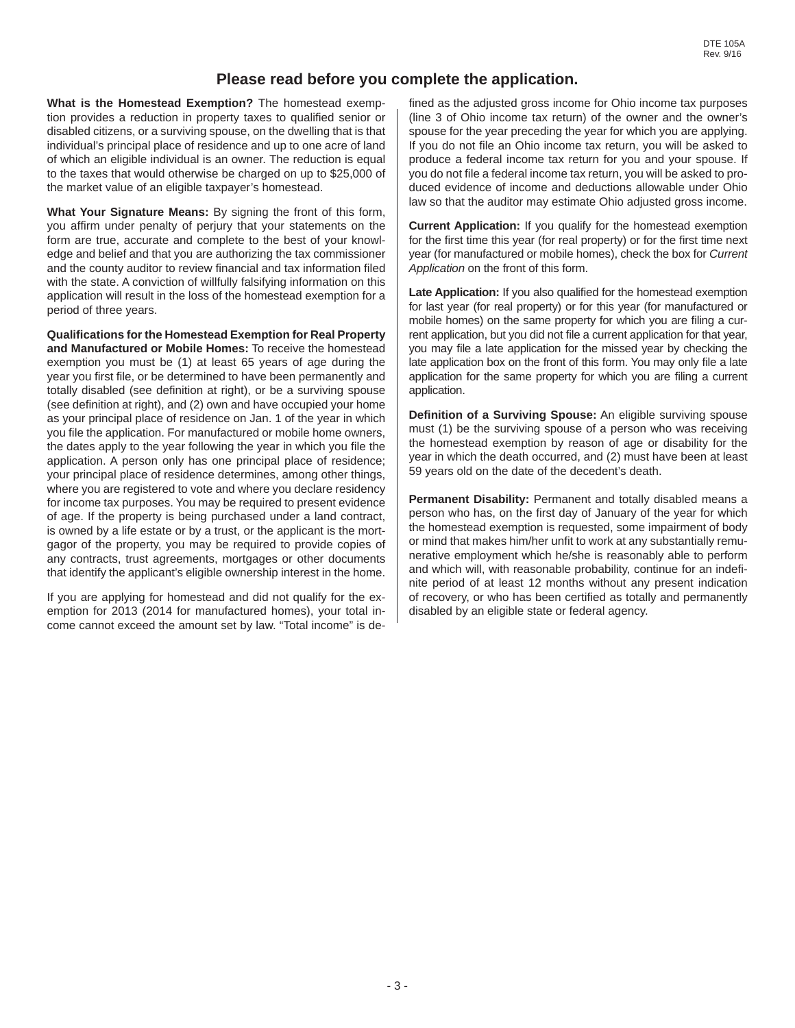## Please read before you complete the application.

**What is the Homestead Exemption?** The homestead exemption provides a reduction in property taxes to qualified senior or disabled citizens, or a surviving spouse, on the dwelling that is that individual's principal place of residence and up to one acre of land of which an eligible individual is an owner. The reduction is equal to the taxes that would otherwise be charged on up to $25,000 of the market value of an eligible taxpayer's homestead.

**What Your Signature Means:** By signing the front of this form, you affirm under penalty of perjury that your statements on the form are true, accurate and complete to the best of your knowledge and belief and that you are authorizing the tax commissioner and the county auditor to review financial and tax information filed with the state. A conviction of willfully falsifying information on this application will result in the loss of the homestead exemption for a period of three years.

**Qualifications for the Homestead Exemption for Real Property and Manufactured or Mobile Homes:** To receive the homestead exemption you must be (1) at least 65 years of age during the year you first file, or be determined to have been permanently and totally disabled (see definition at right), or be a surviving spouse (see definition at right), and (2) own and have occupied your home as your principal place of residence on Jan. 1 of the year in which you file the application. For manufactured or mobile home owners, the dates apply to the year following the year in which you file the application. A person only has one principal place of residence; your principal place of residence determines, among other things, where you are registered to vote and where you declare residency for income tax purposes. You may be required to present evidence of age. If the property is being purchased under a land contract, is owned by a life estate or by a trust, or the applicant is the mortgagor of the property, you may be required to provide copies of any contracts, trust agreements, mortgages or other documents that identify the applicant's eligible ownership interest in the home.

If you are applying for homestead and did not qualify for the exemption for 2013 (2014 for manufactured homes), your total income cannot exceed the amount set by law. "Total income" is defined as the adjusted gross income for Ohio income tax purposes (line 3 of Ohio income tax return) of the owner and the owner's spouse for the year preceding the year for which you are applying. If you do not file an Ohio income tax return, you will be asked to produce a federal income tax return for you and your spouse. If you do not file a federal income tax return, you will be asked to produced evidence of income and deductions allowable under Ohio law so that the auditor may estimate Ohio adjusted gross income.

**Current Application:** If you qualify for the homestead exemption for the first time this year (for real property) or for the first time next year (for manufactured or mobile homes), check the box for *Current Application* on the front of this form.

**Late Application:** If you also qualified for the homestead exemption for last year (for real property) or for this year (for manufactured or mobile homes) on the same property for which you are filing a current application, but you did not file a current application for that year, you may file a late application for the missed year by checking the late application box on the front of this form. You may only file a late application for the same property for which you are filing a current application.

**Definition of a Surviving Spouse:** An eligible surviving spouse must (1) be the surviving spouse of a person who was receiving the homestead exemption by reason of age or disability for the year in which the death occurred, and (2) must have been at least 59 years old on the date of the decedent's death.

**Permanent Disability:** Permanent and totally disabled means a person who has, on the first day of January of the year for which the homestead exemption is requested, some impairment of body or mind that makes him/her unfit to work at any substantially remunerative employment which he/she is reasonably able to perform and which will, with reasonable probability, continue for an indefinite period of at least 12 months without any present indication of recovery, or who has been certified as totally and permanently disabled by an eligible state or federal agency.